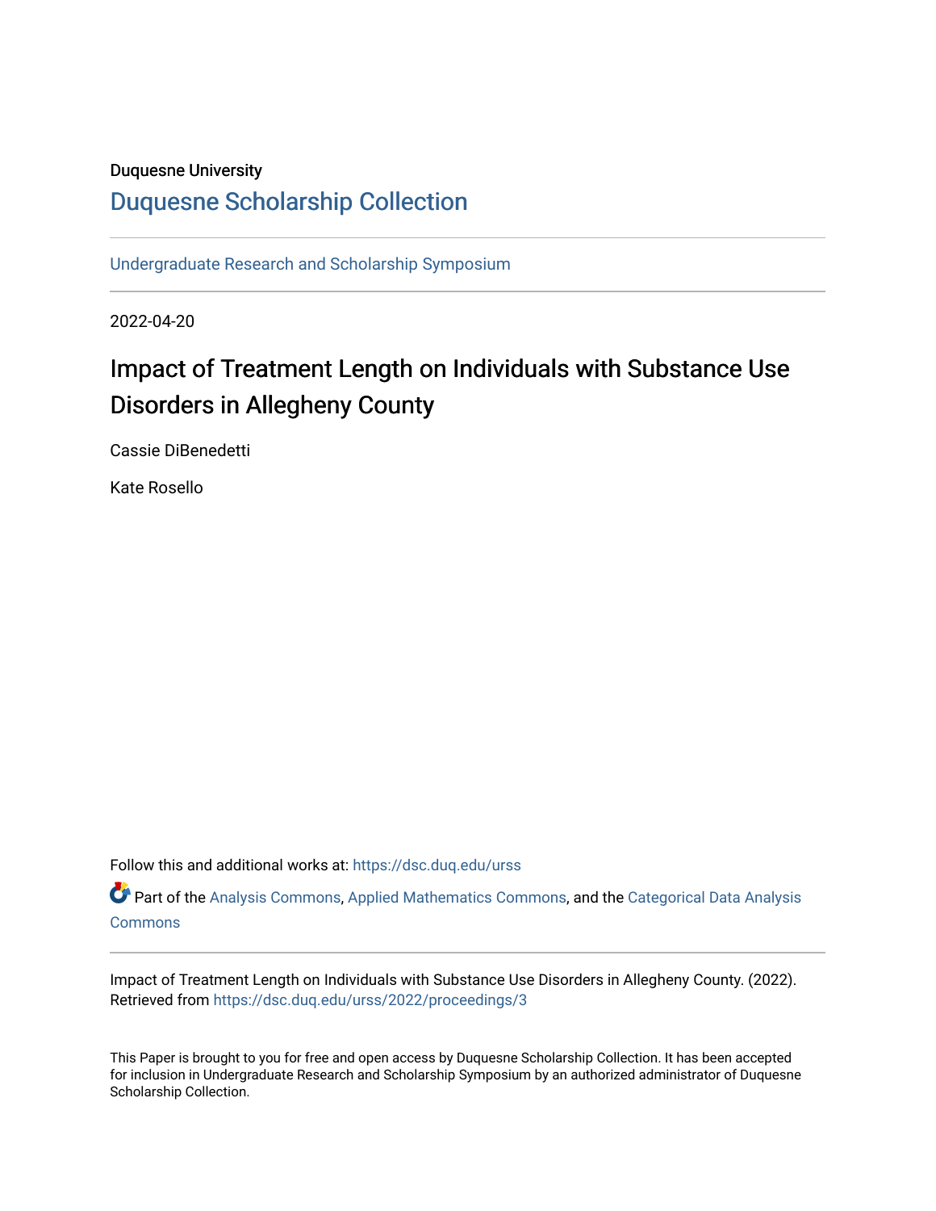Duquesne University

# Duquesne Scholarship Collection

Undergraduate Research and Scholarship Symposium

2022-04-20

## Impact of Treatment Length on Individuals with Substance Use Disorders in Allegheny County

Cassie DiBenedetti

Kate Rosello

Follow this and additional works at: https://dsc.duq.edu/urss

Part of the Analysis Commons, Applied Mathematics Commons, and the Categorical Data Analysis Commons

Impact of Treatment Length on Individuals with Substance Use Disorders in Allegheny County. (2022). Retrieved from https://dsc.duq.edu/urss/2022/proceedings/3

This Paper is brought to you for free and open access by Duquesne Scholarship Collection. It has been accepted for inclusion in Undergraduate Research and Scholarship Symposium by an authorized administrator of Duquesne Scholarship Collection.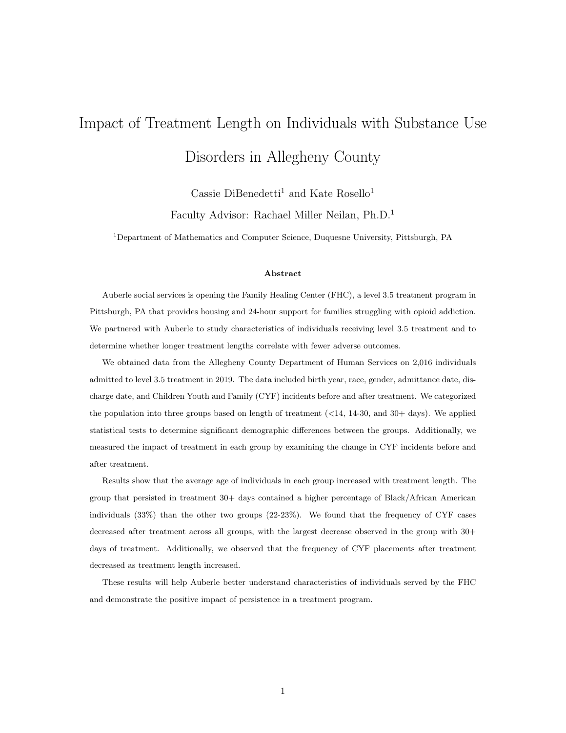# Impact of Treatment Length on Individuals with Substance Use Disorders in Allegheny County

Cassie DiBenedetti[1] and Kate Rosello[1]

Faculty Advisor: Rachael Miller Neilan, Ph.D.[1]

[1]Department of Mathematics and Computer Science, Duquesne University, Pittsburgh, PA

### Abstract

Auberle social services is opening the Family Healing Center (FHC), a level 3.5 treatment program in Pittsburgh, PA that provides housing and 24-hour support for families struggling with opioid addiction. We partnered with Auberle to study characteristics of individuals receiving level 3.5 treatment and to determine whether longer treatment lengths correlate with fewer adverse outcomes.

We obtained data from the Allegheny County Department of Human Services on 2,016 individuals admitted to level 3.5 treatment in 2019. The data included birth year, race, gender, admittance date, discharge date, and Children Youth and Family (CYF) incidents before and after treatment. We categorized the population into three groups based on length of treatment (<14, 14-30, and 30+ days). We applied statistical tests to determine significant demographic differences between the groups. Additionally, we measured the impact of treatment in each group by examining the change in CYF incidents before and after treatment.

Results show that the average age of individuals in each group increased with treatment length. The group that persisted in treatment 30+ days contained a higher percentage of Black/African American individuals (33%) than the other two groups (22-23%). We found that the frequency of CYF cases decreased after treatment across all groups, with the largest decrease observed in the group with 30+ days of treatment. Additionally, we observed that the frequency of CYF placements after treatment decreased as treatment length increased.

These results will help Auberle better understand characteristics of individuals served by the FHC and demonstrate the positive impact of persistence in a treatment program.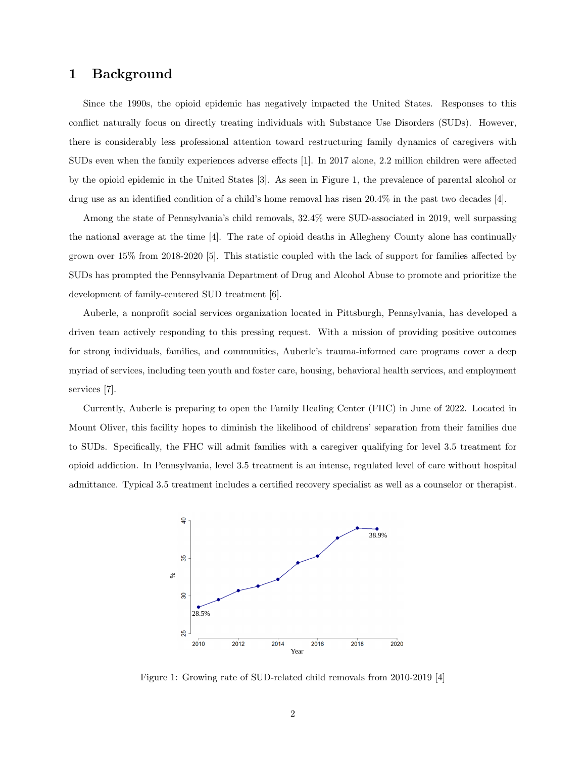# 1 Background

Since the 1990s, the opioid epidemic has negatively impacted the United States. Responses to this conflict naturally focus on directly treating individuals with Substance Use Disorders (SUDs). However, there is considerably less professional attention toward restructuring family dynamics of caregivers with SUDs even when the family experiences adverse effects [1]. In 2017 alone, 2.2 million children were affected by the opioid epidemic in the United States [3]. As seen in Figure 1, the prevalence of parental alcohol or drug use as an identified condition of a child's home removal has risen 20.4% in the past two decades [4].

Among the state of Pennsylvania's child removals, 32.4% were SUD-associated in 2019, well surpassing the national average at the time [4]. The rate of opioid deaths in Allegheny County alone has continually grown over 15% from 2018-2020 [5]. This statistic coupled with the lack of support for families affected by SUDs has prompted the Pennsylvania Department of Drug and Alcohol Abuse to promote and prioritize the development of family-centered SUD treatment [6].

Auberle, a nonprofit social services organization located in Pittsburgh, Pennsylvania, has developed a driven team actively responding to this pressing request. With a mission of providing positive outcomes for strong individuals, families, and communities, Auberle's trauma-informed care programs cover a deep myriad of services, including teen youth and foster care, housing, behavioral health services, and employment services [7].

Currently, Auberle is preparing to open the Family Healing Center (FHC) in June of 2022. Located in Mount Oliver, this facility hopes to diminish the likelihood of childrens' separation from their families due to SUDs. Specifically, the FHC will admit families with a caregiver qualifying for level 3.5 treatment for opioid addiction. In Pennsylvania, level 3.5 treatment is an intense, regulated level of care without hospital admittance. Typical 3.5 treatment includes a certified recovery specialist as well as a counselor or therapist.

Figure 1: Growing rate of SUD-related child removals from 2010-2019 [4]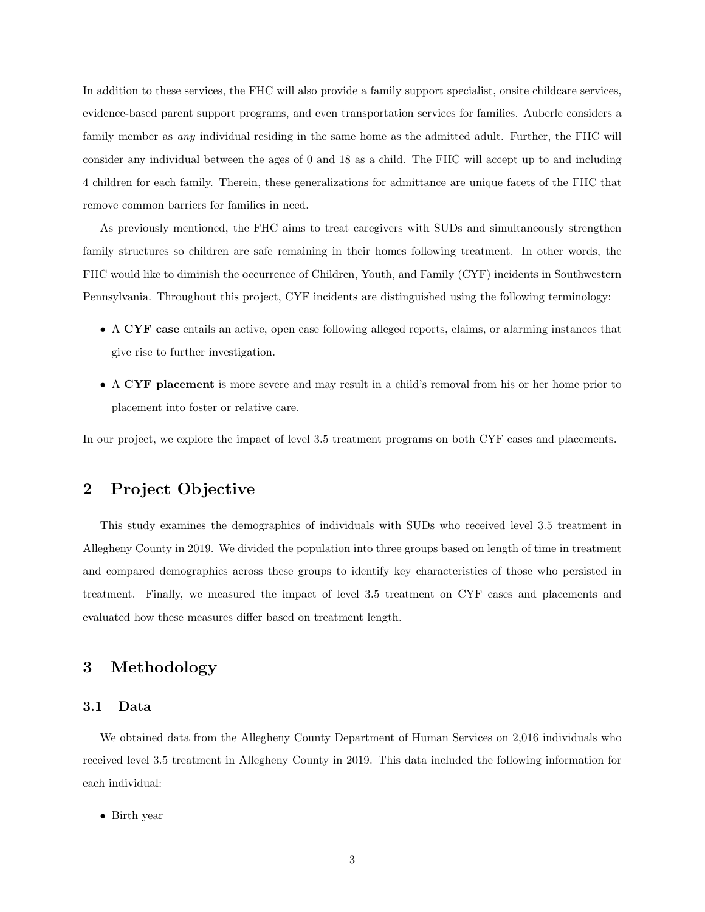In addition to these services, the FHC will also provide a family support specialist, onsite childcare services, evidence-based parent support programs, and even transportation services for families. Auberle considers a family member as *any* individual residing in the same home as the admitted adult. Further, the FHC will consider any individual between the ages of 0 and 18 as a child. The FHC will accept up to and including 4 children for each family. Therein, these generalizations for admittance are unique facets of the FHC that remove common barriers for families in need.

As previously mentioned, the FHC aims to treat caregivers with SUDs and simultaneously strengthen family structures so children are safe remaining in their homes following treatment. In other words, the FHC would like to diminish the occurrence of Children, Youth, and Family (CYF) incidents in Southwestern Pennsylvania. Throughout this project, CYF incidents are distinguished using the following terminology:

- A **CYF case** entails an active, open case following alleged reports, claims, or alarming instances that give rise to further investigation.
- A **CYF placement** is more severe and may result in a child's removal from his or her home prior to placement into foster or relative care.

In our project, we explore the impact of level 3.5 treatment programs on both CYF cases and placements.

## 2 Project Objective

This study examines the demographics of individuals with SUDs who received level 3.5 treatment in Allegheny County in 2019. We divided the population into three groups based on length of time in treatment and compared demographics across these groups to identify key characteristics of those who persisted in treatment. Finally, we measured the impact of level 3.5 treatment on CYF cases and placements and evaluated how these measures differ based on treatment length.

## 3 Methodology

### 3.1 Data

We obtained data from the Allegheny County Department of Human Services on 2,016 individuals who received level 3.5 treatment in Allegheny County in 2019. This data included the following information for each individual:

- Birth year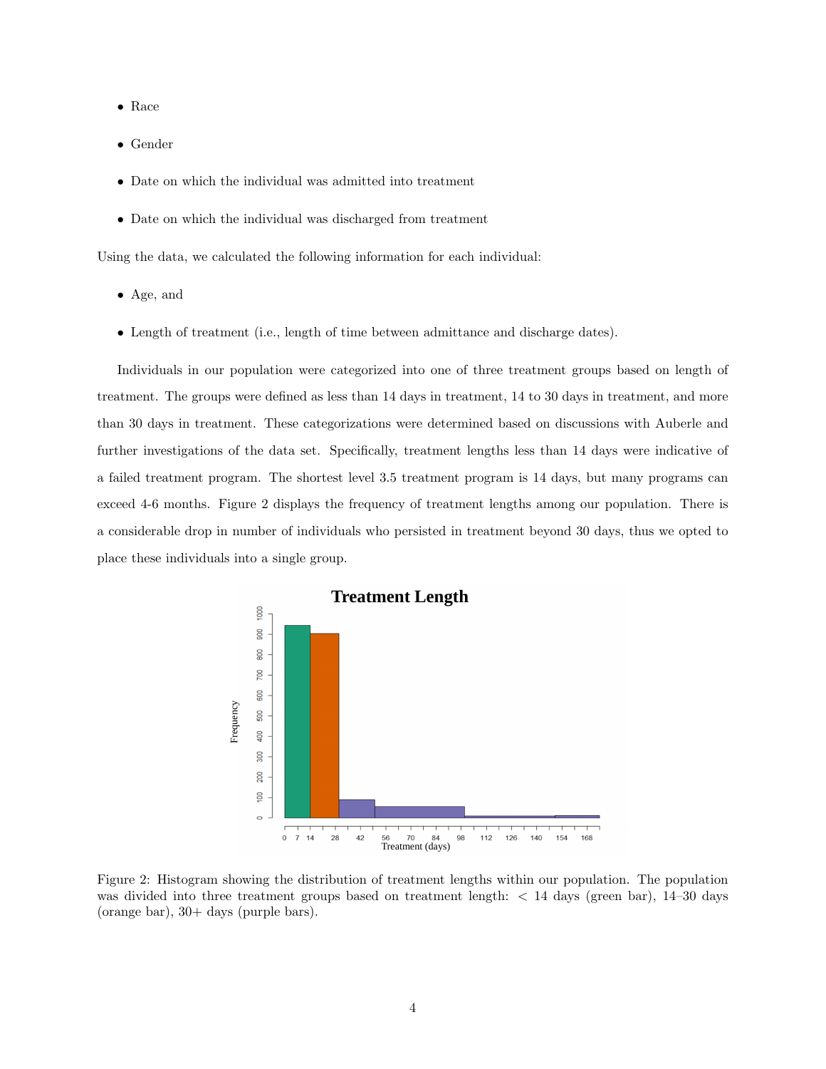- Race
- Gender
- Date on which the individual was admitted into treatment
- Date on which the individual was discharged from treatment

Using the data, we calculated the following information for each individual:

- Age, and
- Length of treatment (i.e., length of time between admittance and discharge dates).

Individuals in our population were categorized into one of three treatment groups based on length of treatment. The groups were defined as less than 14 days in treatment, 14 to 30 days in treatment, and more than 30 days in treatment. These categorizations were determined based on discussions with Auberle and further investigations of the data set. Specifically, treatment lengths less than 14 days were indicative of a failed treatment program. The shortest level 3.5 treatment program is 14 days, but many programs can exceed 4-6 months. Figure 2 displays the frequency of treatment lengths among our population. There is a considerable drop in number of individuals who persisted in treatment beyond 30 days, thus we opted to place these individuals into a single group.

Figure 2: Histogram showing the distribution of treatment lengths within our population. The population was divided into three treatment groups based on treatment length: < 14 days (green bar), 14–30 days (orange bar), 30+ days (purple bars).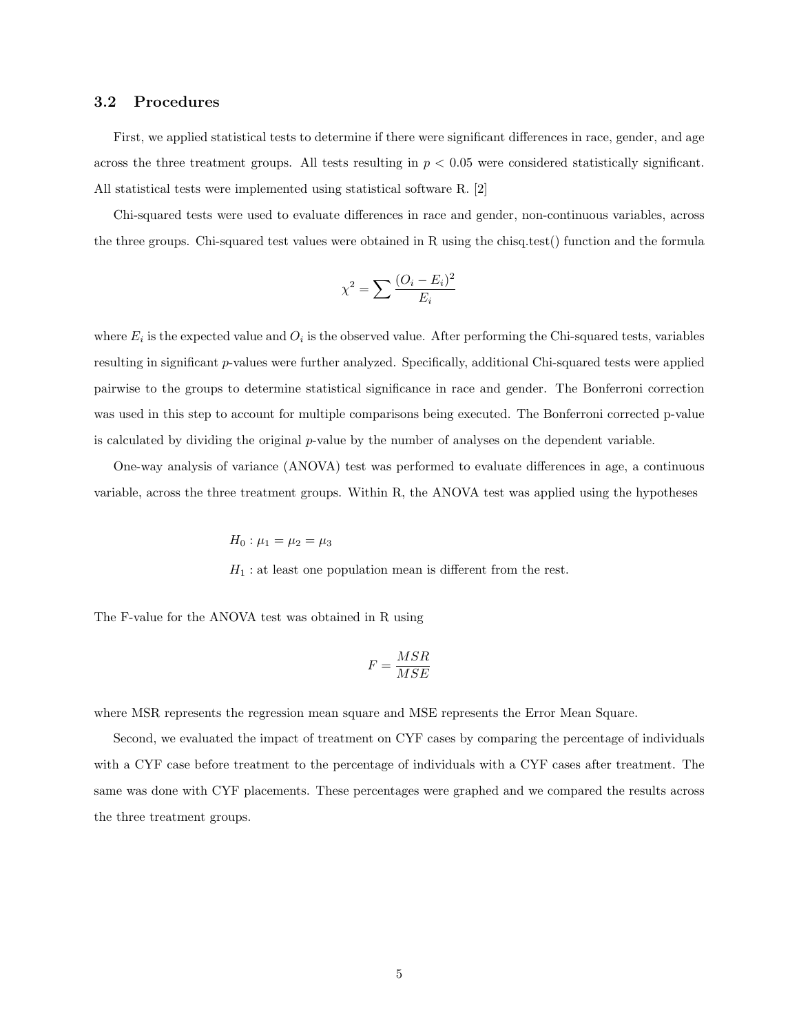### 3.2 Procedures

First, we applied statistical tests to determine if there were significant differences in race, gender, and age across the three treatment groups. All tests resulting in $p < 0.05$ were considered statistically significant. All statistical tests were implemented using statistical software R. [2]

Chi-squared tests were used to evaluate differences in race and gender, non-continuous variables, across the three groups. Chi-squared test values were obtained in R using the chisq.test() function and the formula

$$\chi^2 = \sum \frac{(O_i - E_i)^2}{E_i}$$

where $E_i$ is the expected value and $O_i$ is the observed value. After performing the Chi-squared tests, variables resulting in significant $p$-values were further analyzed. Specifically, additional Chi-squared tests were applied pairwise to the groups to determine statistical significance in race and gender. The Bonferroni correction was used in this step to account for multiple comparisons being executed. The Bonferroni corrected p-value is calculated by dividing the original $p$-value by the number of analyses on the dependent variable.

One-way analysis of variance (ANOVA) test was performed to evaluate differences in age, a continuous variable, across the three treatment groups. Within R, the ANOVA test was applied using the hypotheses

$$H_0 : \mu_1 = \mu_2 = \mu_3$$

$$H_1 : \text{at least one population mean is different from the rest.}$$

The F-value for the ANOVA test was obtained in R using

$$F = \frac{MSR}{MSE}$$

where MSR represents the regression mean square and MSE represents the Error Mean Square.

Second, we evaluated the impact of treatment on CYF cases by comparing the percentage of individuals with a CYF case before treatment to the percentage of individuals with a CYF cases after treatment. The same was done with CYF placements. These percentages were graphed and we compared the results across the three treatment groups.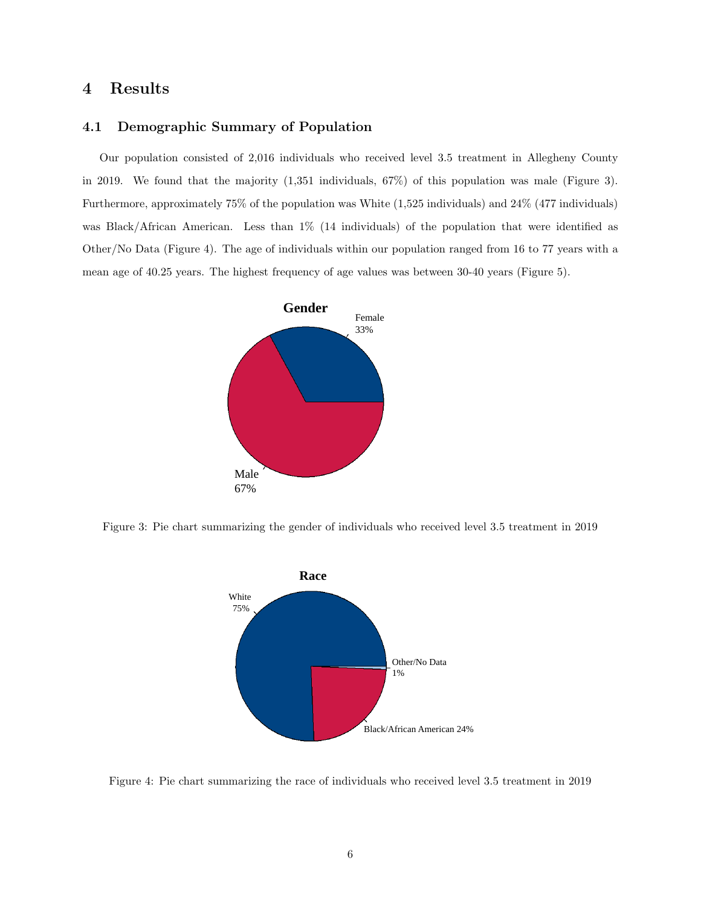# 4 Results

## 4.1 Demographic Summary of Population

Our population consisted of 2,016 individuals who received level 3.5 treatment in Allegheny County in 2019. We found that the majority (1,351 individuals, 67%) of this population was male (Figure 3). Furthermore, approximately 75% of the population was White (1,525 individuals) and 24% (477 individuals) was Black/African American. Less than 1% (14 individuals) of the population that were identified as Other/No Data (Figure 4). The age of individuals within our population ranged from 16 to 77 years with a mean age of 40.25 years. The highest frequency of age values was between 30-40 years (Figure 5).

Figure 3: Pie chart summarizing the gender of individuals who received level 3.5 treatment in 2019

Figure 4: Pie chart summarizing the race of individuals who received level 3.5 treatment in 2019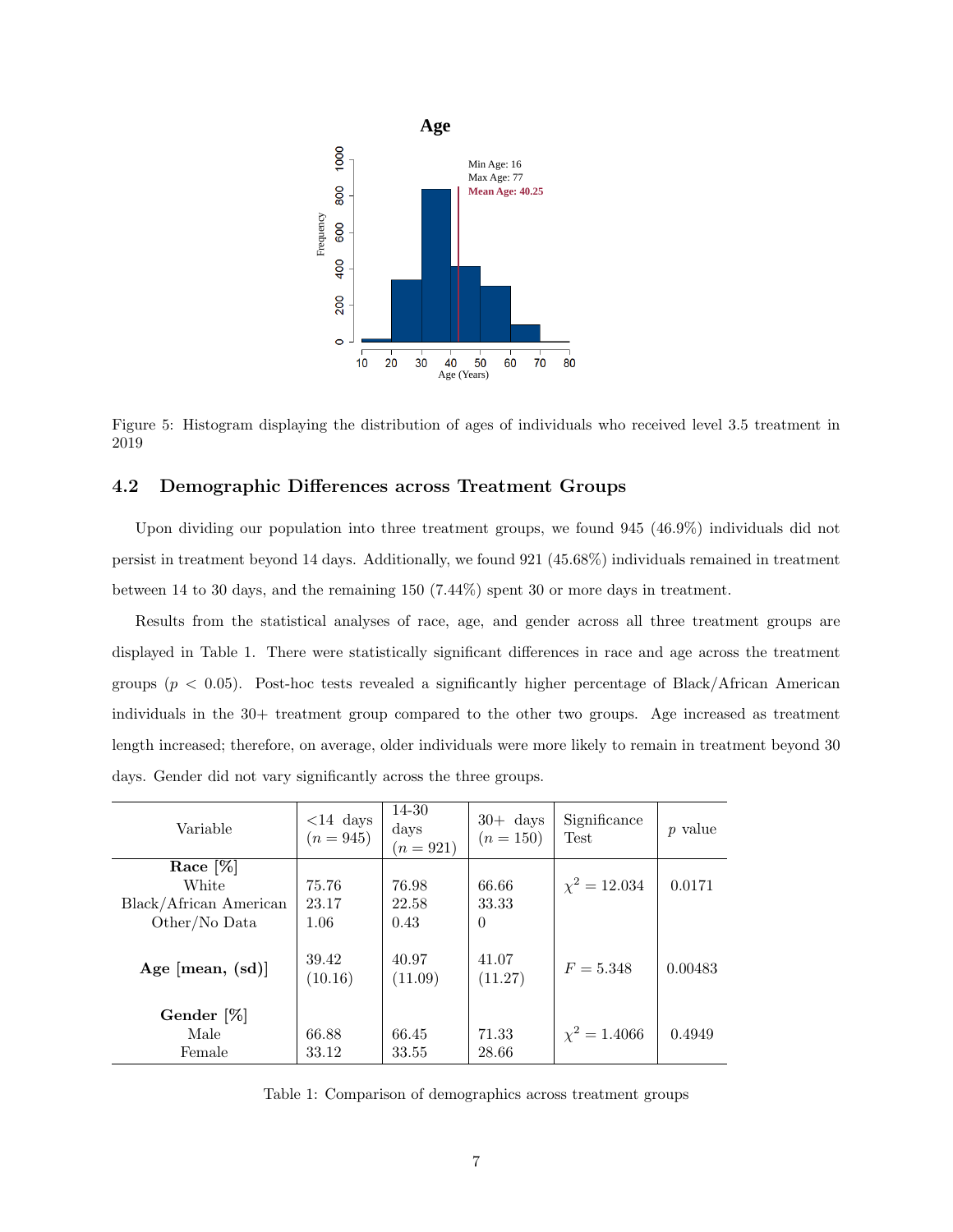Figure 5: Histogram displaying the distribution of ages of individuals who received level 3.5 treatment in 2019

### 4.2 Demographic Differences across Treatment Groups

Upon dividing our population into three treatment groups, we found 945 (46.9%) individuals did not persist in treatment beyond 14 days. Additionally, we found 921 (45.68%) individuals remained in treatment between 14 to 30 days, and the remaining 150 (7.44%) spent 30 or more days in treatment.

Results from the statistical analyses of race, age, and gender across all three treatment groups are displayed in Table 1. There were statistically significant differences in race and age across the treatment groups ($p < 0.05$). Post-hoc tests revealed a significantly higher percentage of Black/African American individuals in the 30+ treatment group compared to the other two groups. Age increased as treatment length increased; therefore, on average, older individuals were more likely to remain in treatment beyond 30 days. Gender did not vary significantly across the three groups.

| Variable | <14 days ($n = 945$) | 14-30 days ($n = 921$) | 30+ days ($n = 150$) | Significance Test | $p$ value |
|---|---|---|---|---|---|
| **Race [%]** | | | | | |
| White | 75.76 | 76.98 | 66.66 | $\chi^2 = 12.034$ | 0.0171 |
| Black/African American | 23.17 | 22.58 | 33.33 | | |
| Other/No Data | 1.06 | 0.43 | 0 | | |
| **Age [mean, (sd)]** | 39.42 (10.16) | 40.97 (11.09) | 41.07 (11.27) | $F = 5.348$ | 0.00483 |
| **Gender [%]** | | | | | |
| Male | 66.88 | 66.45 | 71.33 | $\chi^2 = 1.4066$ | 0.4949 |
| Female | 33.12 | 33.55 | 28.66 | | |

Table 1: Comparison of demographics across treatment groups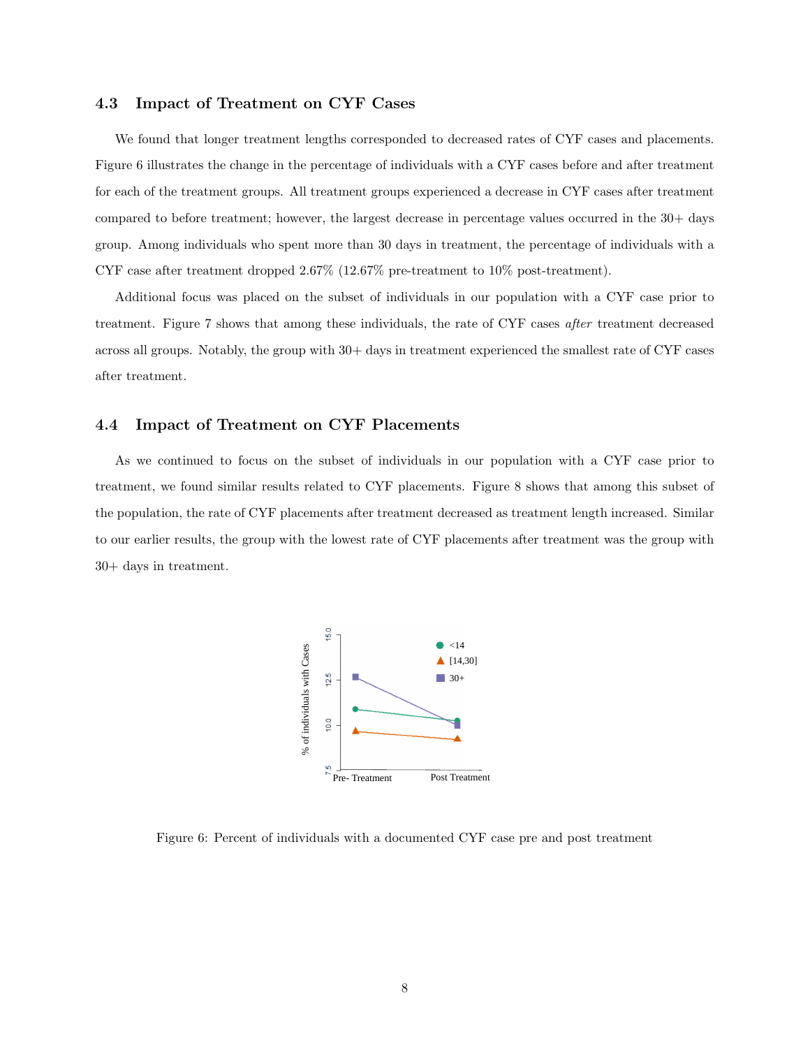### 4.3 Impact of Treatment on CYF Cases

We found that longer treatment lengths corresponded to decreased rates of CYF cases and placements. Figure 6 illustrates the change in the percentage of individuals with a CYF cases before and after treatment for each of the treatment groups. All treatment groups experienced a decrease in CYF cases after treatment compared to before treatment; however, the largest decrease in percentage values occurred in the 30+ days group. Among individuals who spent more than 30 days in treatment, the percentage of individuals with a CYF case after treatment dropped 2.67% (12.67% pre-treatment to 10% post-treatment).

Additional focus was placed on the subset of individuals in our population with a CYF case prior to treatment. Figure 7 shows that among these individuals, the rate of CYF cases *after* treatment decreased across all groups. Notably, the group with 30+ days in treatment experienced the smallest rate of CYF cases after treatment.

### 4.4 Impact of Treatment on CYF Placements

As we continued to focus on the subset of individuals in our population with a CYF case prior to treatment, we found similar results related to CYF placements. Figure 8 shows that among this subset of the population, the rate of CYF placements after treatment decreased as treatment length increased. Similar to our earlier results, the group with the lowest rate of CYF placements after treatment was the group with 30+ days in treatment.

Figure 6: Percent of individuals with a documented CYF case pre and post treatment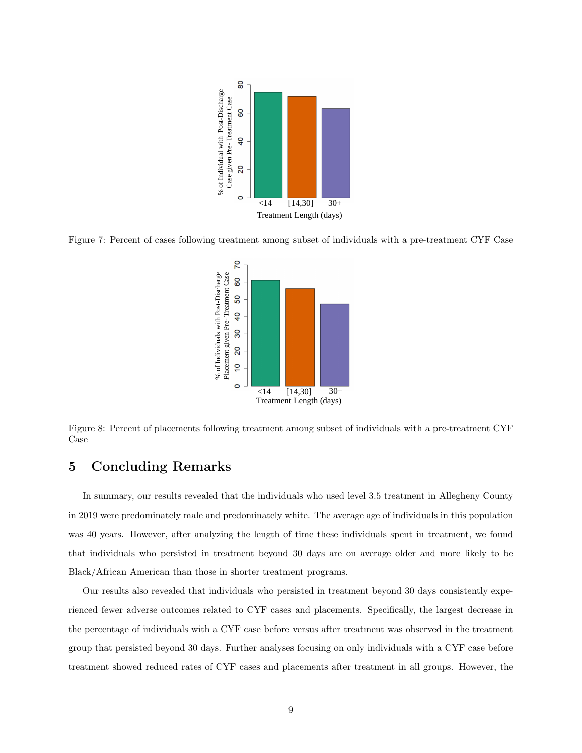Figure 7: Percent of cases following treatment among subset of individuals with a pre-treatment CYF Case

Figure 8: Percent of placements following treatment among subset of individuals with a pre-treatment CYF Case

## 5 Concluding Remarks

In summary, our results revealed that the individuals who used level 3.5 treatment in Allegheny County in 2019 were predominately male and predominately white. The average age of individuals in this population was 40 years. However, after analyzing the length of time these individuals spent in treatment, we found that individuals who persisted in treatment beyond 30 days are on average older and more likely to be Black/African American than those in shorter treatment programs.

Our results also revealed that individuals who persisted in treatment beyond 30 days consistently experienced fewer adverse outcomes related to CYF cases and placements. Specifically, the largest decrease in the percentage of individuals with a CYF case before versus after treatment was observed in the treatment group that persisted beyond 30 days. Further analyses focusing on only individuals with a CYF case before treatment showed reduced rates of CYF cases and placements after treatment in all groups. However, the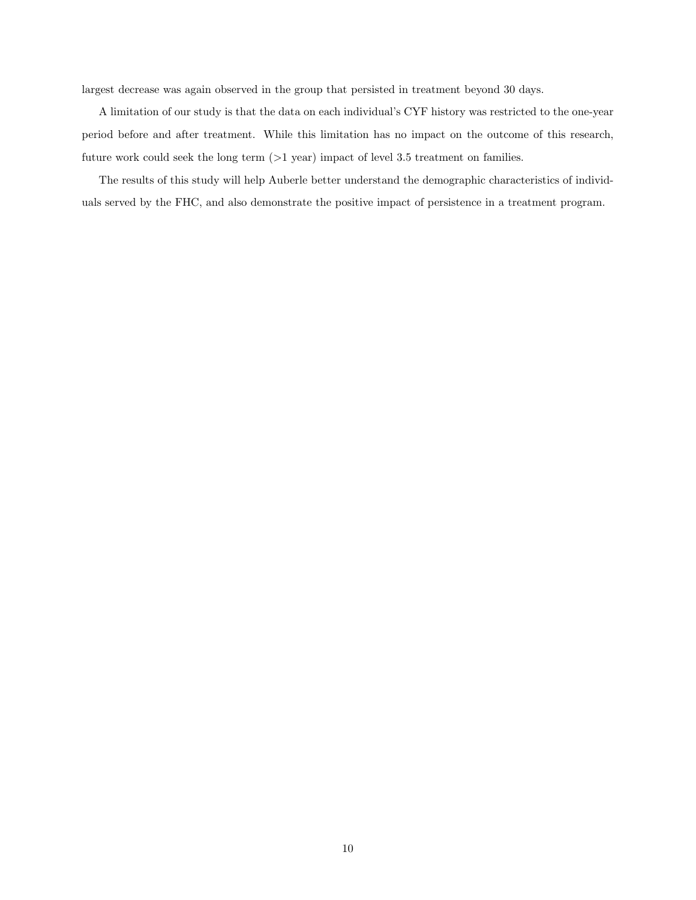largest decrease was again observed in the group that persisted in treatment beyond 30 days.

A limitation of our study is that the data on each individual's CYF history was restricted to the one-year period before and after treatment. While this limitation has no impact on the outcome of this research, future work could seek the long term (>1 year) impact of level 3.5 treatment on families.

The results of this study will help Auberle better understand the demographic characteristics of individuals served by the FHC, and also demonstrate the positive impact of persistence in a treatment program.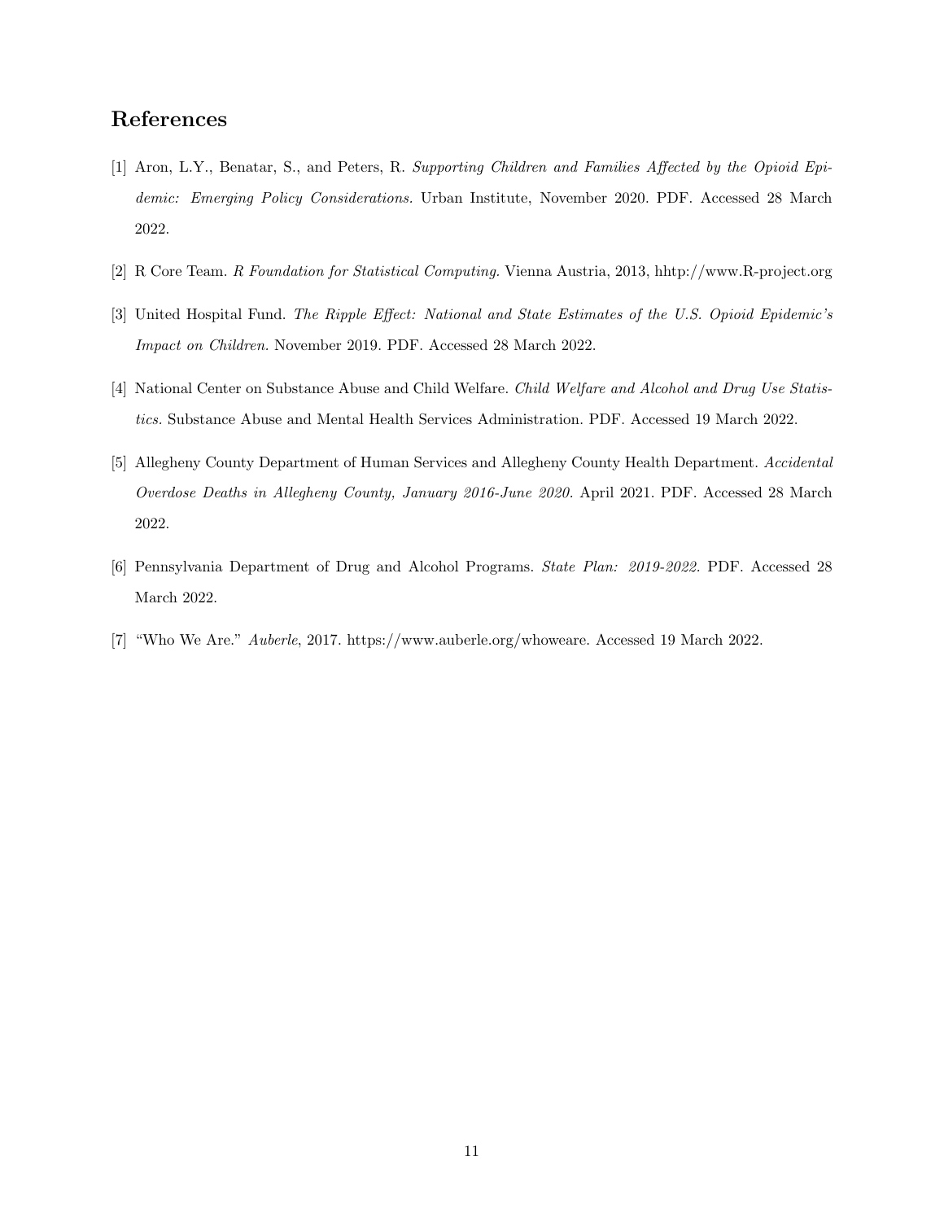## References

[1] Aron, L.Y., Benatar, S., and Peters, R. *Supporting Children and Families Affected by the Opioid Epidemic: Emerging Policy Considerations.* Urban Institute, November 2020. PDF. Accessed 28 March 2022.

[2] R Core Team. *R Foundation for Statistical Computing.* Vienna Austria, 2013, hhtp://www.R-project.org

[3] United Hospital Fund. *The Ripple Effect: National and State Estimates of the U.S. Opioid Epidemic's Impact on Children.* November 2019. PDF. Accessed 28 March 2022.

[4] National Center on Substance Abuse and Child Welfare. *Child Welfare and Alcohol and Drug Use Statistics.* Substance Abuse and Mental Health Services Administration. PDF. Accessed 19 March 2022.

[5] Allegheny County Department of Human Services and Allegheny County Health Department. *Accidental Overdose Deaths in Allegheny County, January 2016-June 2020.* April 2021. PDF. Accessed 28 March 2022.

[6] Pennsylvania Department of Drug and Alcohol Programs. *State Plan: 2019-2022.* PDF. Accessed 28 March 2022.

[7] "Who We Are." *Auberle*, 2017. https://www.auberle.org/whoweare. Accessed 19 March 2022.